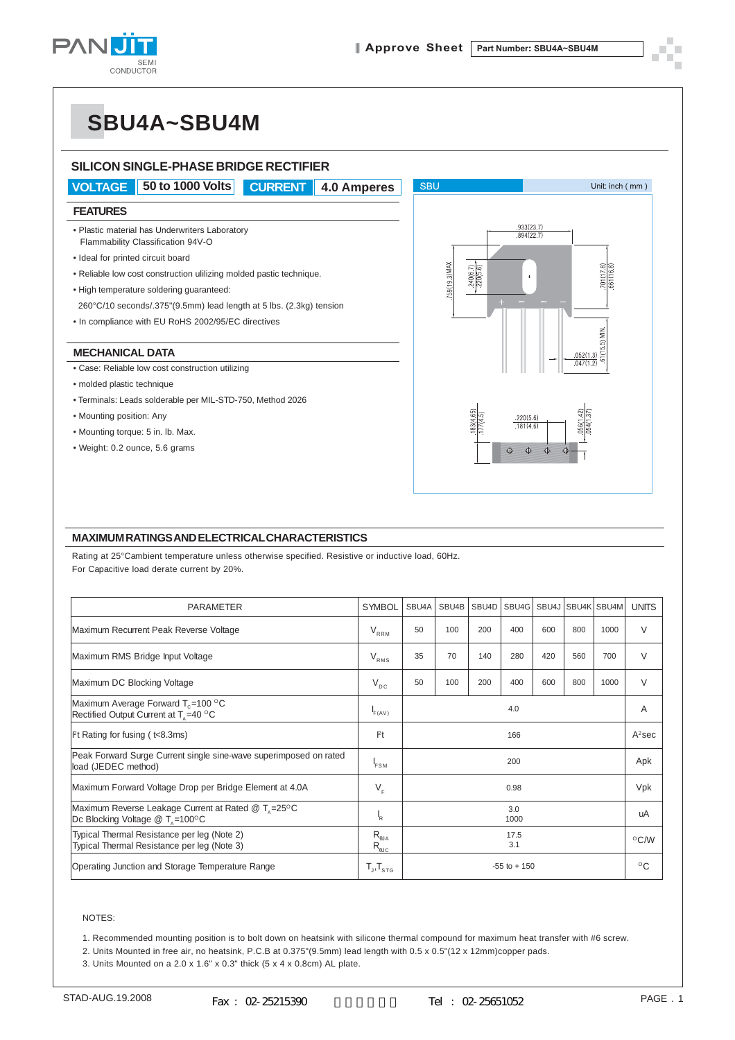# SBU4A~SBU4M

## SILICON SINGLE-PHASE BRIDGE RECTIFIER

**VOLTAGE** 50 to 1000 Volts **CURRENT** 4.0 Amperes

### FEATURES

- Plastic material has Underwriters Laboratory Flammability Classification 94V-O
- Ideal for printed circuit board
- Reliable low cost construction ulilizing molded pastic technique.
- High temperature soldering guaranteed: 260°C/10 seconds/.375"(9.5mm) lead length at 5 lbs. (2.3kg) tension
- In compliance with EU RoHS 2002/95/EC directives

### MECHANICAL DATA

- Case: Reliable low cost construction utilizing
- molded plastic technique
- Terminals: Leads solderable per MIL-STD-750, Method 2026
- Mounting position: Any
- Mounting torque: 5 in. lb. Max.
- Weight: 0.2 ounce, 5.6 grams

SBU Unit: inch ( mm )

### MAXIMUM RATINGS AND ELECTRICAL CHARACTERISTICS

Rating at 25°Cambient temperature unless otherwise specified. Resistive or inductive load, 60Hz.
For Capacitive load derate current by 20%.

| PARAMETER | SYMBOL | SBU4A | SBU4B | SBU4D | SBU4G | SBU4J | SBU4K | SBU4M | UNITS |
|---|---|---|---|---|---|---|---|---|---|
| Maximum Recurrent Peak Reverse Voltage | $V_{RRM}$ | 50 | 100 | 200 | 400 | 600 | 800 | 1000 | V |
| Maximum RMS Bridge Input Voltage | $V_{RMS}$ | 35 | 70 | 140 | 280 | 420 | 560 | 700 | V |
| Maximum DC Blocking Voltage | $V_{DC}$ | 50 | 100 | 200 | 400 | 600 | 800 | 1000 | V |
| Maximum Average Forward $T_C$=100 °C Rectified Output Current at $T_A$=40 °C | $I_{F(AV)}$ | 4.0 | | | | | | | A |
| $I^2t$ Rating for fusing ( t<8.3ms) | $I^2t$ | 166 | | | | | | | $A^2$sec |
| Peak Forward Surge Current single sine-wave superimposed on rated load (JEDEC method) | $I_{FSM}$ | 200 | | | | | | | Apk |
| Maximum Forward Voltage Drop per Bridge Element at 4.0A | $V_F$ | 0.98 | | | | | | | Vpk |
| Maximum Reverse Leakage Current at Rated @ $T_A$=25°C Dc Blocking Voltage @ $T_A$=100°C | $I_R$ | 3.0 / 1000 | | | | | | | uA |
| Typical Thermal Resistance per leg (Note 2) Typical Thermal Resistance per leg (Note 3) | $R_{\theta JA}$ $R_{\theta JC}$ | 17.5 / 3.1 | | | | | | | °C/W |
| Operating Junction and Storage Temperature Range | $T_J$,$T_{STG}$ | -55 to + 150 | | | | | | | °C |

NOTES:

1. Recommended mounting position is to bolt down on heatsink with silicone thermal compound for maximum heat transfer with #6 screw.
2. Units Mounted in free air, no heatsink, P.C.B at 0.375"(9.5mm) lead length with 0.5 x 0.5"(12 x 12mm)copper pads.
3. Units Mounted on a 2.0 x 1.6" x 0.3" thick (5 x 4 x 0.8cm) AL plate.

STAD-AUG.19.2008 Fax : 02-25215390 Tel : 02-25651052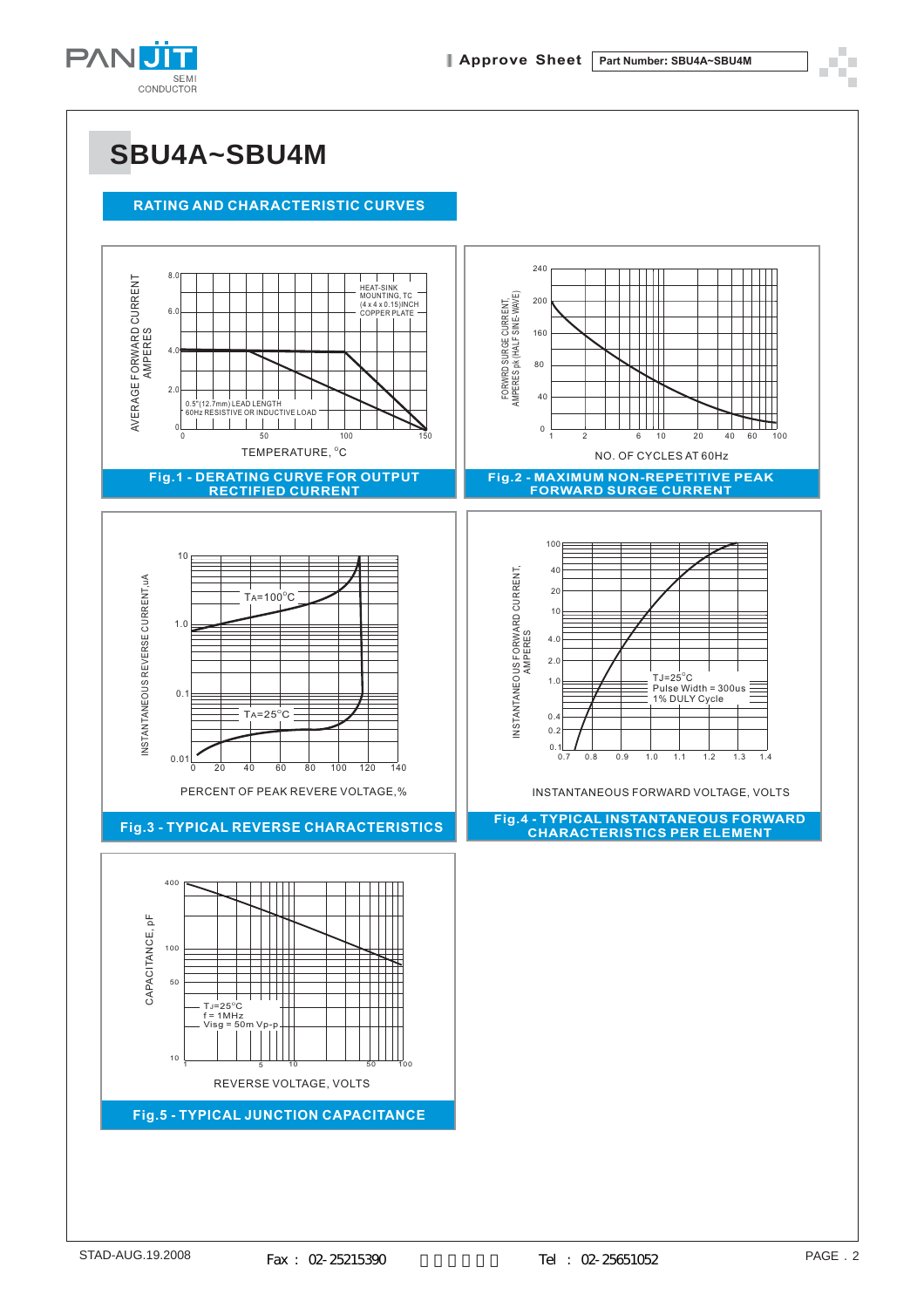# SBU4A~SBU4M

## RATING AND CHARACTERISTIC CURVES

AVERAGE FORWARD CURRENT AMPERES

8.0
6.0
4.0
2.0
0

HEAT-SINK MOUNTING, TC (4 x 4 x 0.15)INCH COPPER PLATE

0.5"(12.7mm) LEAD LENGTH
60Hz RESISTIVE OR INDUCTIVE LOAD

0 50 100 150

TEMPERATURE, °C

**Fig.1 - DERATING CURVE FOR OUTPUT RECTIFIED CURRENT**

FORWRD SURGE CURRENT, AMPERES pk (HALF SINE-WAVE)

240
200
160
80
40
0

1 2 6 10 20 40 60 100

NO. OF CYCLES AT 60Hz

**Fig.2 - MAXIMUM NON-REPETITIVE PEAK FORWARD SURGE CURRENT**

INSTANTANEOUS REVERSE CURRENT,uA

10
1.0
0.1
0.01

TA=100°C

TA=25°C

0 20 40 60 80 100 120 140

PERCENT OF PEAK REVERE VOLTAGE,%

**Fig.3 - TYPICAL REVERSE CHARACTERISTICS**

INSTANTANEOUS FORWARD CURRENT, AMPERES

100
40
20
10
4.0
2.0
1.0
0.4
0.2
0.1

TJ=25°C
Pulse Width = 300us
1% DULY Cycle

0.7 0.8 0.9 1.0 1.1 1.2 1.3 1.4

INSTANTANEOUS FORWARD VOLTAGE, VOLTS

**Fig.4 - TYPICAL INSTANTANEOUS FORWARD CHARACTERISTICS PER ELEMENT**

CAPACITANCE, pF

400
100
50
10

TJ=25°C
f = 1MHz
Visg = 50m Vp-p

1 5 10 50 100

REVERSE VOLTAGE, VOLTS

**Fig.5 - TYPICAL JUNCTION CAPACITANCE**